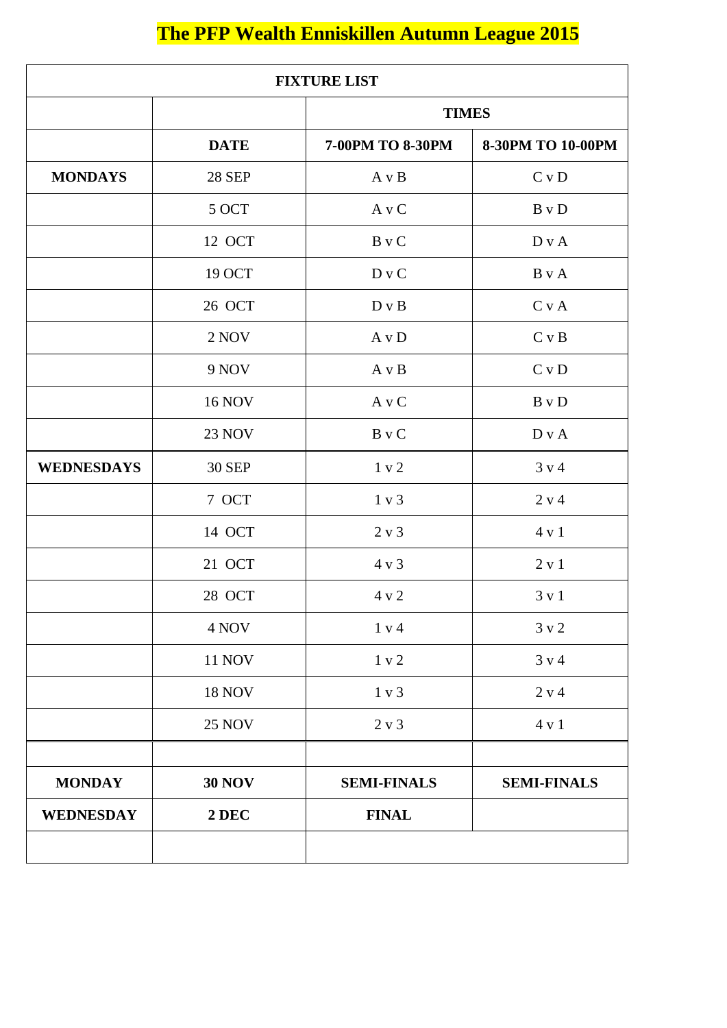# The PFP Wealth Enniskillen Autumn League 2015

| FIXTURE LIST | | | |
|---|---|---|---|
| | | **TIMES** | |
| | **DATE** | **7-00PM TO 8-30PM** | **8-30PM TO 10-00PM** |
| **MONDAYS** | 28 SEP | A v B | C v D |
| | 5 OCT | A v C | B v D |
| | 12 OCT | B v C | D v A |
| | 19 OCT | D v C | B v A |
| | 26 OCT | D v B | C v A |
| | 2 NOV | A v D | C v B |
| | 9 NOV | A v B | C v D |
| | 16 NOV | A v C | B v D |
| | 23 NOV | B v C | D v A |
| **WEDNESDAYS** | 30 SEP | 1 v 2 | 3 v 4 |
| | 7 OCT | 1 v 3 | 2 v 4 |
| | 14 OCT | 2 v 3 | 4 v 1 |
| | 21 OCT | 4 v 3 | 2 v 1 |
| | 28 OCT | 4 v 2 | 3 v 1 |
| | 4 NOV | 1 v 4 | 3 v 2 |
| | 11 NOV | 1 v 2 | 3 v 4 |
| | 18 NOV | 1 v 3 | 2 v 4 |
| | 25 NOV | 2 v 3 | 4 v 1 |
| | | | |
| **MONDAY** | **30 NOV** | **SEMI-FINALS** | **SEMI-FINALS** |
| **WEDNESDAY** | **2 DEC** | **FINAL** | |
| | | | |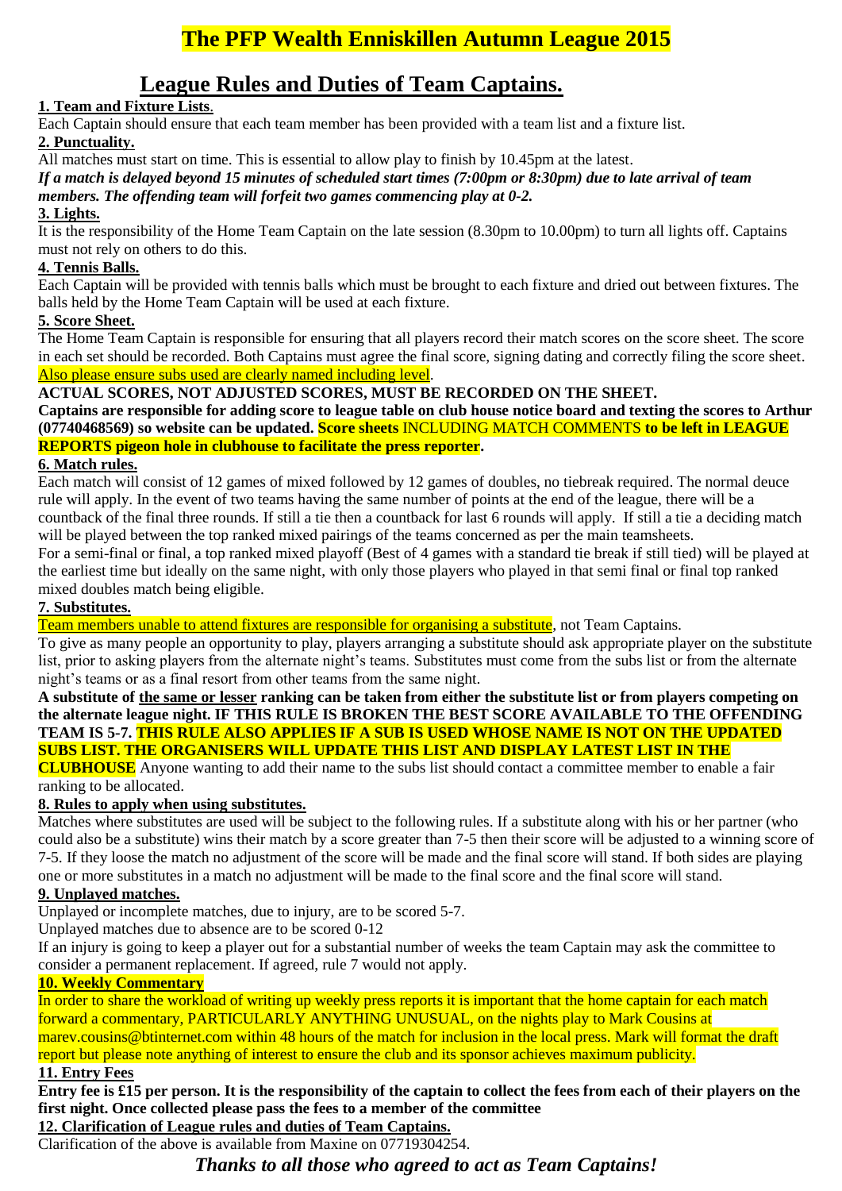// The PFP Wealth Enniskillen Autumn League 2015
# The PFP Wealth Enniskillen Autumn League 2015

## League Rules and Duties of Team Captains.

**1. Team and Fixture Lists**.

Each Captain should ensure that each team member has been provided with a team list and a fixture list.

**2. Punctuality.**

All matches must start on time. This is essential to allow play to finish by 10.45pm at the latest.

***If a match is delayed beyond 15 minutes of scheduled start times (7:00pm or 8:30pm) due to late arrival of team members. The offending team will forfeit two games commencing play at 0-2.***

**3. Lights.**

It is the responsibility of the Home Team Captain on the late session (8.30pm to 10.00pm) to turn all lights off. Captains must not rely on others to do this.

**4. Tennis Balls.**

Each Captain will be provided with tennis balls which must be brought to each fixture and dried out between fixtures. The balls held by the Home Team Captain will be used at each fixture.

**5. Score Sheet.**

The Home Team Captain is responsible for ensuring that all players record their match scores on the score sheet. The score in each set should be recorded. Both Captains must agree the final score, signing dating and correctly filing the score sheet. Also please ensure subs used are clearly named including level.

**ACTUAL SCORES, NOT ADJUSTED SCORES, MUST BE RECORDED ON THE SHEET.**

**Captains are responsible for adding score to league table on club house notice board and texting the scores to Arthur (07740468569) so website can be updated. Score sheets** INCLUDING MATCH COMMENTS **to be left in LEAGUE REPORTS pigeon hole in clubhouse to facilitate the press reporter.**

**6. Match rules.**

Each match will consist of 12 games of mixed followed by 12 games of doubles, no tiebreak required. The normal deuce rule will apply. In the event of two teams having the same number of points at the end of the league, there will be a countback of the final three rounds. If still a tie then a countback for last 6 rounds will apply. If still a tie a deciding match will be played between the top ranked mixed pairings of the teams concerned as per the main teamsheets.

For a semi-final or final, a top ranked mixed playoff (Best of 4 games with a standard tie break if still tied) will be played at the earliest time but ideally on the same night, with only those players who played in that semi final or final top ranked mixed doubles match being eligible.

**7. Substitutes.**

Team members unable to attend fixtures are responsible for organising a substitute, not Team Captains.

To give as many people an opportunity to play, players arranging a substitute should ask appropriate player on the substitute list, prior to asking players from the alternate night's teams. Substitutes must come from the subs list or from the alternate night's teams or as a final resort from other teams from the same night.

**A substitute of <u>the same or lesser</u> ranking can be taken from either the substitute list or from players competing on the alternate league night. IF THIS RULE IS BROKEN THE BEST SCORE AVAILABLE TO THE OFFENDING TEAM IS 5-7. THIS RULE ALSO APPLIES IF A SUB IS USED WHOSE NAME IS NOT ON THE UPDATED SUBS LIST. THE ORGANISERS WILL UPDATE THIS LIST AND DISPLAY LATEST LIST IN THE CLUBHOUSE** Anyone wanting to add their name to the subs list should contact a committee member to enable a fair ranking to be allocated.

**8. Rules to apply when using substitutes.**

Matches where substitutes are used will be subject to the following rules. If a substitute along with his or her partner (who could also be a substitute) wins their match by a score greater than 7-5 then their score will be adjusted to a winning score of 7-5. If they loose the match no adjustment of the score will be made and the final score will stand. If both sides are playing one or more substitutes in a match no adjustment will be made to the final score and the final score will stand.

**9. Unplayed matches.**

Unplayed or incomplete matches, due to injury, are to be scored 5-7.

Unplayed matches due to absence are to be scored 0-12

If an injury is going to keep a player out for a substantial number of weeks the team Captain may ask the committee to consider a permanent replacement. If agreed, rule 7 would not apply.

**10. Weekly Commentary**

In order to share the workload of writing up weekly press reports it is important that the home captain for each match forward a commentary, PARTICULARLY ANYTHING UNUSUAL, on the nights play to Mark Cousins at marev.cousins@btinternet.com within 48 hours of the match for inclusion in the local press. Mark will format the draft report but please note anything of interest to ensure the club and its sponsor achieves maximum publicity.

**11. Entry Fees**

**Entry fee is £15 per person. It is the responsibility of the captain to collect the fees from each of their players on the first night. Once collected please pass the fees to a member of the committee**

**12. Clarification of League rules and duties of Team Captains.**

Clarification of the above is available from Maxine on 07719304254.

***Thanks to all those who agreed to act as Team Captains!***